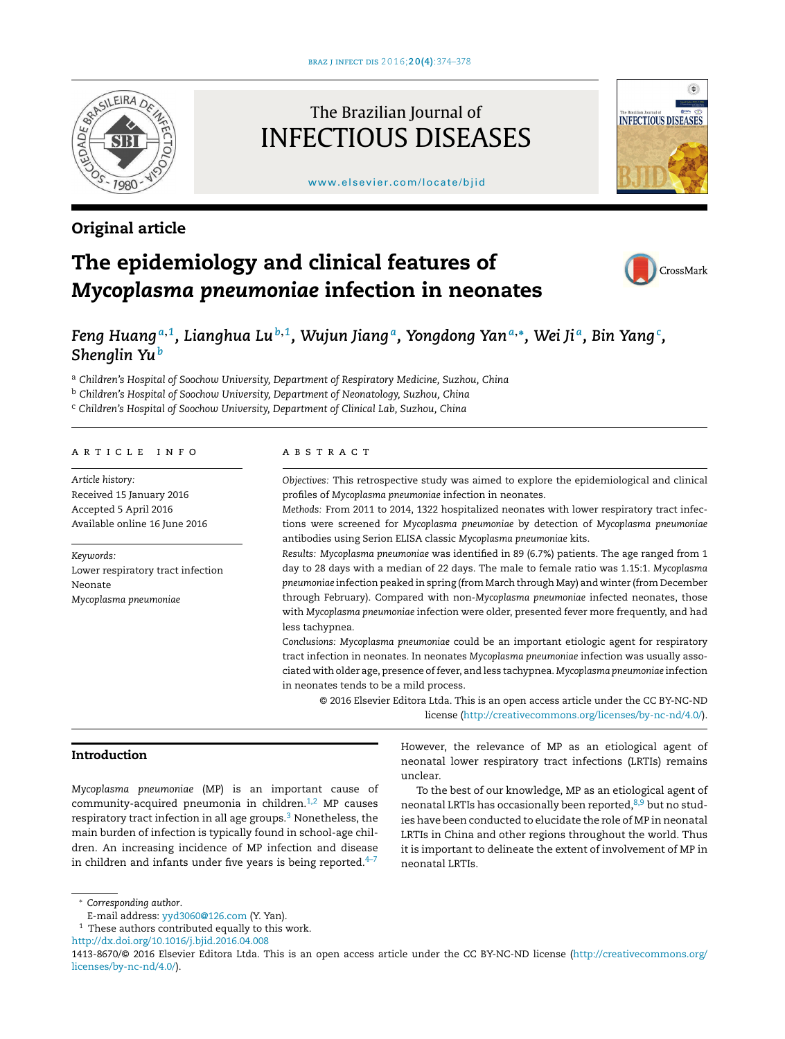Original article

# The epidemiology and clinical features of *Mycoplasma pneumoniae* infection in neonates

*Feng Huang*[a,1], *Lianghua Lu*[b,1], *Wujun Jiang*[a], *Yongdong Yan*[a,*], *Wei Ji*[a], *Bin Yang*[c], *Shenglin Yu*[b]

[a] *Children's Hospital of Soochow University, Department of Respiratory Medicine, Suzhou, China*

[b] *Children's Hospital of Soochow University, Department of Neonatology, Suzhou, China*

[c] *Children's Hospital of Soochow University, Department of Clinical Lab, Suzhou, China*

## ARTICLE INFO

*Article history:*
Received 15 January 2016
Accepted 5 April 2016
Available online 16 June 2016

*Keywords:*
Lower respiratory tract infection
Neonate
*Mycoplasma pneumoniae*

## ABSTRACT

*Objectives:* This retrospective study was aimed to explore the epidemiological and clinical profiles of *Mycoplasma pneumoniae* infection in neonates.

*Methods:* From 2011 to 2014, 1322 hospitalized neonates with lower respiratory tract infections were screened for *Mycoplasma pneumoniae* by detection of *Mycoplasma pneumoniae* antibodies using Serion ELISA classic *Mycoplasma pneumoniae* kits.

*Results:* *Mycoplasma pneumoniae* was identified in 89 (6.7%) patients. The age ranged from 1 day to 28 days with a median of 22 days. The male to female ratio was 1.15:1. *Mycoplasma pneumoniae* infection peaked in spring (from March through May) and winter (from December through February). Compared with non-*Mycoplasma pneumoniae* infected neonates, those with *Mycoplasma pneumoniae* infection were older, presented fever more frequently, and had less tachypnea.

*Conclusions:* *Mycoplasma pneumoniae* could be an important etiologic agent for respiratory tract infection in neonates. In neonates *Mycoplasma pneumoniae* infection was usually associated with older age, presence of fever, and less tachypnea. *Mycoplasma pneumoniae* infection in neonates tends to be a mild process.

© 2016 Elsevier Editora Ltda. This is an open access article under the CC BY-NC-ND license (http://creativecommons.org/licenses/by-nc-nd/4.0/).

## Introduction

*Mycoplasma pneumoniae* (MP) is an important cause of community-acquired pneumonia in children.[1,2] MP causes respiratory tract infection in all age groups.[3] Nonetheless, the main burden of infection is typically found in school-age children. An increasing incidence of MP infection and disease in children and infants under five years is being reported.[4–7] However, the relevance of MP as an etiological agent of neonatal lower respiratory tract infections (LRTIs) remains unclear.

To the best of our knowledge, MP as an etiological agent of neonatal LRTIs has occasionally been reported,[8,9] but no studies have been conducted to elucidate the role of MP in neonatal LRTIs in China and other regions throughout the world. Thus it is important to delineate the extent of involvement of MP in neonatal LRTIs.

* *Corresponding author.*
E-mail address: yyd3060@126.com (Y. Yan).
[1] These authors contributed equally to this work.

http://dx.doi.org/10.1016/j.bjid.2016.04.008
1413-8670/© 2016 Elsevier Editora Ltda. This is an open access article under the CC BY-NC-ND license (http://creativecommons.org/licenses/by-nc-nd/4.0/).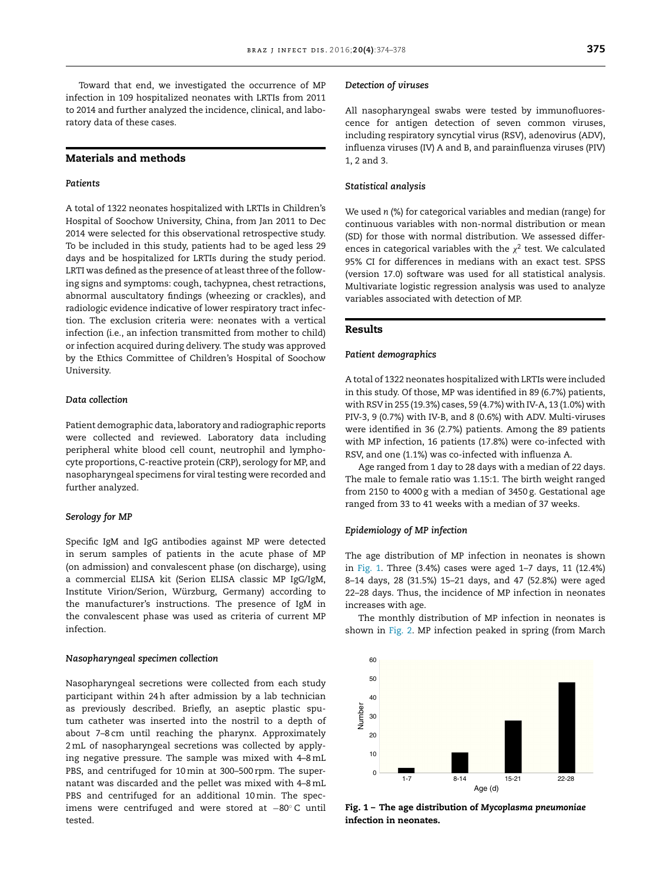Toward that end, we investigated the occurrence of MP infection in 109 hospitalized neonates with LRTIs from 2011 to 2014 and further analyzed the incidence, clinical, and laboratory data of these cases.

## Materials and methods

### Patients

A total of 1322 neonates hospitalized with LRTIs in Children's Hospital of Soochow University, China, from Jan 2011 to Dec 2014 were selected for this observational retrospective study. To be included in this study, patients had to be aged less 29 days and be hospitalized for LRTIs during the study period. LRTI was defined as the presence of at least three of the following signs and symptoms: cough, tachypnea, chest retractions, abnormal auscultatory findings (wheezing or crackles), and radiologic evidence indicative of lower respiratory tract infection. The exclusion criteria were: neonates with a vertical infection (i.e., an infection transmitted from mother to child) or infection acquired during delivery. The study was approved by the Ethics Committee of Children's Hospital of Soochow University.

### Data collection

Patient demographic data, laboratory and radiographic reports were collected and reviewed. Laboratory data including peripheral white blood cell count, neutrophil and lymphocyte proportions, C-reactive protein (CRP), serology for MP, and nasopharyngeal specimens for viral testing were recorded and further analyzed.

### Serology for MP

Specific IgM and IgG antibodies against MP were detected in serum samples of patients in the acute phase of MP (on admission) and convalescent phase (on discharge), using a commercial ELISA kit (Serion ELISA classic MP IgG/IgM, Institute Virion/Serion, Würzburg, Germany) according to the manufacturer's instructions. The presence of IgM in the convalescent phase was used as criteria of current MP infection.

### Nasopharyngeal specimen collection

Nasopharyngeal secretions were collected from each study participant within 24 h after admission by a lab technician as previously described. Briefly, an aseptic plastic sputum catheter was inserted into the nostril to a depth of about 7–8 cm until reaching the pharynx. Approximately 2 mL of nasopharyngeal secretions was collected by applying negative pressure. The sample was mixed with 4–8 mL PBS, and centrifuged for 10 min at 300–500 rpm. The supernatant was discarded and the pellet was mixed with 4–8 mL PBS and centrifuged for an additional 10 min. The specimens were centrifuged and were stored at −80° C until tested.

### Detection of viruses

All nasopharyngeal swabs were tested by immunofluorescence for antigen detection of seven common viruses, including respiratory syncytial virus (RSV), adenovirus (ADV), influenza viruses (IV) A and B, and parainfluenza viruses (PIV) 1, 2 and 3.

### Statistical analysis

We used *n* (%) for categorical variables and median (range) for continuous variables with non-normal distribution or mean (SD) for those with normal distribution. We assessed differences in categorical variables with the $\chi^2$ test. We calculated 95% CI for differences in medians with an exact test. SPSS (version 17.0) software was used for all statistical analysis. Multivariate logistic regression analysis was used to analyze variables associated with detection of MP.

## Results

### Patient demographics

A total of 1322 neonates hospitalized with LRTIs were included in this study. Of those, MP was identified in 89 (6.7%) patients, with RSV in 255 (19.3%) cases, 59 (4.7%) with IV-A, 13 (1.0%) with PIV-3, 9 (0.7%) with IV-B, and 8 (0.6%) with ADV. Multi-viruses were identified in 36 (2.7%) patients. Among the 89 patients with MP infection, 16 patients (17.8%) were co-infected with RSV, and one (1.1%) was co-infected with influenza A.

Age ranged from 1 day to 28 days with a median of 22 days. The male to female ratio was 1.15:1. The birth weight ranged from 2150 to 4000 g with a median of 3450 g. Gestational age ranged from 33 to 41 weeks with a median of 37 weeks.

### Epidemiology of MP infection

The age distribution of MP infection in neonates is shown in Fig. 1. Three (3.4%) cases were aged 1–7 days, 11 (12.4%) 8–14 days, 28 (31.5%) 15–21 days, and 47 (52.8%) were aged 22–28 days. Thus, the incidence of MP infection in neonates increases with age.

The monthly distribution of MP infection in neonates is shown in Fig. 2. MP infection peaked in spring (from March

**Fig. 1 – The age distribution of *Mycoplasma pneumoniae* infection in neonates.**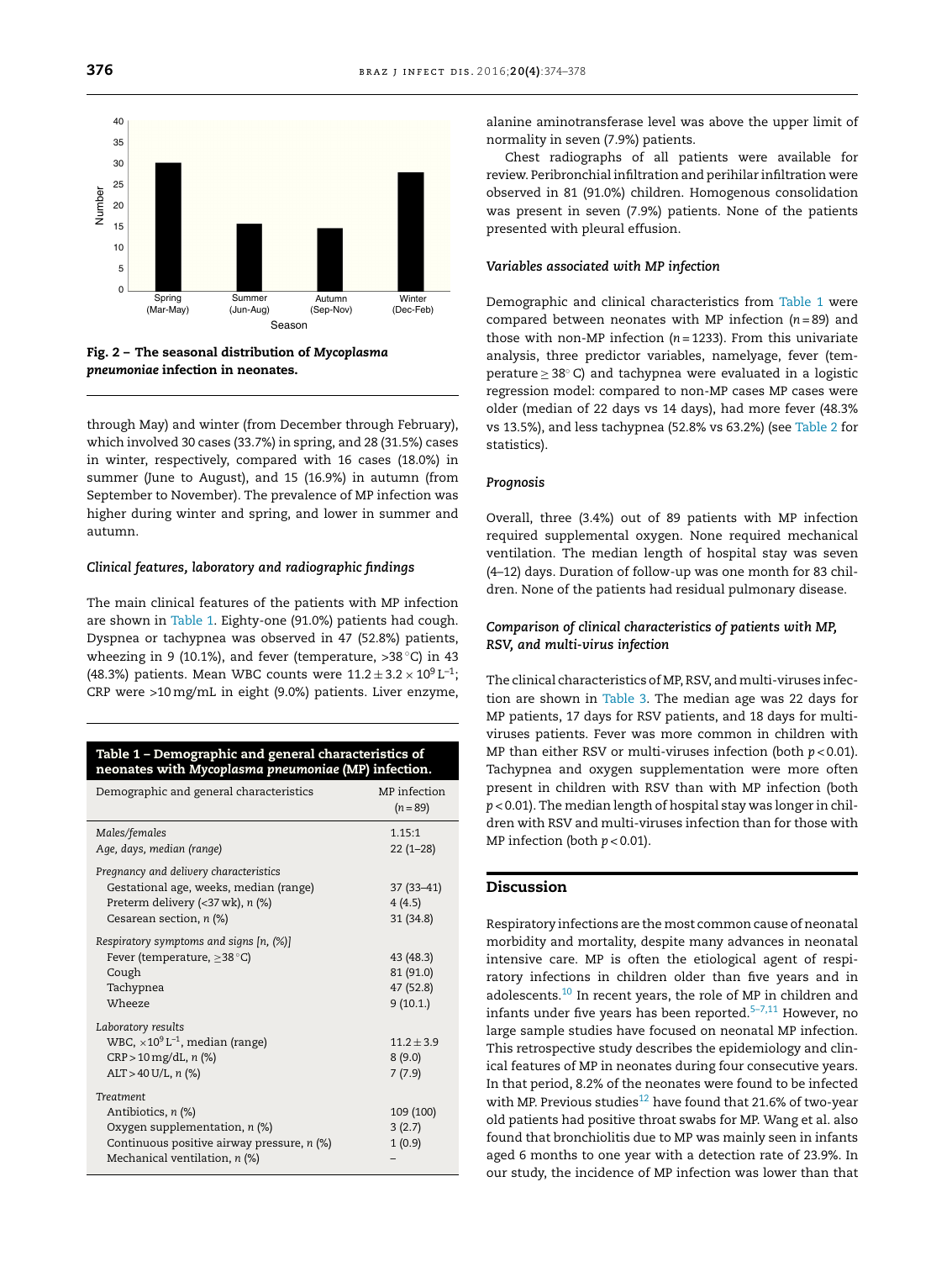Fig. 2 – The seasonal distribution of *Mycoplasma pneumoniae* infection in neonates.

through May) and winter (from December through February), which involved 30 cases (33.7%) in spring, and 28 (31.5%) cases in winter, respectively, compared with 16 cases (18.0%) in summer (June to August), and 15 (16.9%) in autumn (from September to November). The prevalence of MP infection was higher during winter and spring, and lower in summer and autumn.

### *Clinical features, laboratory and radiographic findings*

The main clinical features of the patients with MP infection are shown in Table 1. Eighty-one (91.0%) patients had cough. Dyspnea or tachypnea was observed in 47 (52.8%) patients, wheezing in 9 (10.1%), and fever (temperature, >38 °C) in 43 (48.3%) patients. Mean WBC counts were $11.2 \pm 3.2 \times 10^9\,L^{-1}$; CRP were >10 mg/mL in eight (9.0%) patients. Liver enzyme, alanine aminotransferase level was above the upper limit of normality in seven (7.9%) patients.

Chest radiographs of all patients were available for review. Peribronchial infiltration and perihilar infiltration were observed in 81 (91.0%) children. Homogenous consolidation was present in seven (7.9%) patients. None of the patients presented with pleural effusion.

**Table 1 – Demographic and general characteristics of neonates with *Mycoplasma pneumoniae* (MP) infection.**

| Demographic and general characteristics | MP infection (n = 89) |
|---|---|
| *Males/females* | 1.15:1 |
| *Age, days, median (range)* | 22 (1–28) |
| *Pregnancy and delivery characteristics* | |
| Gestational age, weeks, median (range) | 37 (33–41) |
| Preterm delivery (<37 wk), n (%) | 4 (4.5) |
| Cesarean section, n (%) | 31 (34.8) |
| *Respiratory symptoms and signs [n, (%)]* | |
| Fever (temperature, ≥38 °C) | 43 (48.3) |
| Cough | 81 (91.0) |
| Tachypnea | 47 (52.8) |
| Wheeze | 9 (10.1.) |
| *Laboratory results* | |
| WBC, $\times 10^9\,L^{-1}$, median (range) | $11.2 \pm 3.9$ |
| CRP > 10 mg/dL, n (%) | 8 (9.0) |
| ALT > 40 U/L, n (%) | 7 (7.9) |
| *Treatment* | |
| Antibiotics, n (%) | 109 (100) |
| Oxygen supplementation, n (%) | 3 (2.7) |
| Continuous positive airway pressure, n (%) | 1 (0.9) |
| Mechanical ventilation, n (%) | – |

### *Variables associated with MP infection*

Demographic and clinical characteristics from Table 1 were compared between neonates with MP infection (n = 89) and those with non-MP infection (n = 1233). From this univariate analysis, three predictor variables, namelyage, fever (temperature ≥ 38 °C) and tachypnea were evaluated in a logistic regression model: compared to non-MP cases MP cases were older (median of 22 days vs 14 days), had more fever (48.3% vs 13.5%), and less tachypnea (52.8% vs 63.2%) (see Table 2 for statistics).

### *Prognosis*

Overall, three (3.4%) out of 89 patients with MP infection required supplemental oxygen. None required mechanical ventilation. The median length of hospital stay was seven (4–12) days. Duration of follow-up was one month for 83 children. None of the patients had residual pulmonary disease.

### *Comparison of clinical characteristics of patients with MP, RSV, and multi-virus infection*

The clinical characteristics of MP, RSV, and multi-viruses infection are shown in Table 3. The median age was 22 days for MP patients, 17 days for RSV patients, and 18 days for multi-viruses patients. Fever was more common in children with MP than either RSV or multi-viruses infection (both $p < 0.01$). Tachypnea and oxygen supplementation were more often present in children with RSV than with MP infection (both $p < 0.01$). The median length of hospital stay was longer in children with RSV and multi-viruses infection than for those with MP infection (both $p < 0.01$).

## Discussion

Respiratory infections are the most common cause of neonatal morbidity and mortality, despite many advances in neonatal intensive care. MP is often the etiological agent of respiratory infections in children older than five years and in adolescents.[10] In recent years, the role of MP in children and infants under five years has been reported.[5–7,11] However, no large sample studies have focused on neonatal MP infection. This retrospective study describes the epidemiology and clinical features of MP in neonates during four consecutive years. In that period, 8.2% of the neonates were found to be infected with MP. Previous studies[12] have found that 21.6% of two-year old patients had positive throat swabs for MP. Wang et al. also found that bronchiolitis due to MP was mainly seen in infants aged 6 months to one year with a detection rate of 23.9%. In our study, the incidence of MP infection was lower than that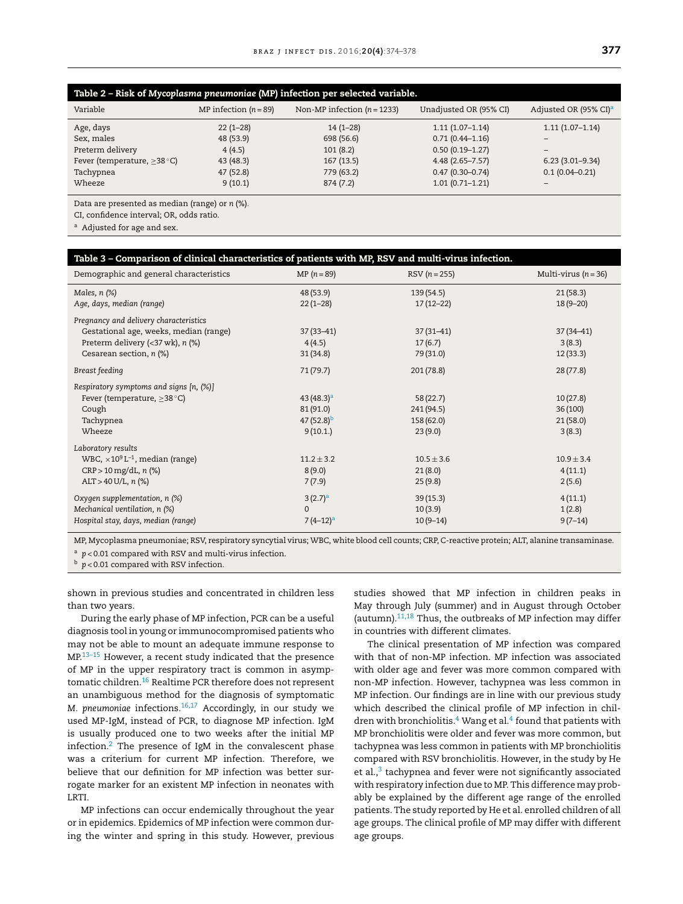**Table 2 – Risk of *Mycoplasma pneumoniae* (MP) infection per selected variable.**

| Variable | MP infection ($n = 89$) | Non-MP infection ($n = 1233$) | Unadjusted OR (95% CI) | Adjusted OR (95% CI)[a] |
|---|---|---|---|---|
| Age, days | 22 (1–28) | 14 (1–28) | 1.11 (1.07–1.14) | 1.11 (1.07–1.14) |
| Sex, males | 48 (53.9) | 698 (56.6) | 0.71 (0.44–1.16) | – |
| Preterm delivery | 4 (4.5) | 101 (8.2) | 0.50 (0.19–1.27) | – |
| Fever (temperature, ≥38 °C) | 43 (48.3) | 167 (13.5) | 4.48 (2.65–7.57) | 6.23 (3.01–9.34) |
| Tachypnea | 47 (52.8) | 779 (63.2) | 0.47 (0.30–0.74) | 0.1 (0.04–0.21) |
| Wheeze | 9 (10.1) | 874 (7.2) | 1.01 (0.71–1.21) | – |

Data are presented as median (range) or *n* (%).

CI, confidence interval; OR, odds ratio.

[a] Adjusted for age and sex.

**Table 3 – Comparison of clinical characteristics of patients with MP, RSV and multi-virus infection.**

| Demographic and general characteristics | MP ($n = 89$) | RSV ($n = 255$) | Multi-virus ($n = 36$) |
|---|---|---|---|
| *Males, n (%)* | 48 (53.9) | 139 (54.5) | 21 (58.3) |
| *Age, days, median (range)* | 22 (1–28) | 17 (12–22) | 18 (9–20) |
| *Pregnancy and delivery characteristics* | | | |
| Gestational age, weeks, median (range) | 37 (33–41) | 37 (31–41) | 37 (34–41) |
| Preterm delivery (<37 wk), *n* (%) | 4 (4.5) | 17 (6.7) | 3 (8.3) |
| Cesarean section, *n* (%) | 31 (34.8) | 79 (31.0) | 12 (33.3) |
| *Breast feeding* | 71 (79.7) | 201 (78.8) | 28 (77.8) |
| *Respiratory symptoms and signs [n, (%)]* | | | |
| Fever (temperature, ≥38 °C) | 43 (48.3)[a] | 58 (22.7) | 10 (27.8) |
| Cough | 81 (91.0) | 241 (94.5) | 36 (100) |
| Tachypnea | 47 (52.8)[b] | 158 (62.0) | 21 (58.0) |
| Wheeze | 9 (10.1.) | 23 (9.0) | 3 (8.3) |
| *Laboratory results* | | | |
| WBC, $\times 10^9$ L$^{-1}$, median (range) | 11.2 ± 3.2 | 10.5 ± 3.6 | 10.9 ± 3.4 |
| CRP > 10 mg/dL, *n* (%) | 8 (9.0) | 21 (8.0) | 4 (11.1) |
| ALT > 40 U/L, *n* (%) | 7 (7.9) | 25 (9.8) | 2 (5.6) |
| *Oxygen supplementation, n (%)* | 3 (2.7)[a] | 39 (15.3) | 4 (11.1) |
| *Mechanical ventilation, n (%)* | 0 | 10 (3.9) | 1 (2.8) |
| *Hospital stay, days, median (range)* | 7 (4–12)[a] | 10 (9–14) | 9 (7–14) |

MP, Mycoplasma pneumoniae; RSV, respiratory syncytial virus; WBC, white blood cell counts; CRP, C-reactive protein; ALT, alanine transaminase.

[a] $p < 0.01$ compared with RSV and multi-virus infection.

[b] $p < 0.01$ compared with RSV infection.

shown in previous studies and concentrated in children less than two years.

During the early phase of MP infection, PCR can be a useful diagnosis tool in young or immunocompromised patients who may not be able to mount an adequate immune response to MP.[13–15] However, a recent study indicated that the presence of MP in the upper respiratory tract is common in asymptomatic children.[16] Realtime PCR therefore does not represent an unambiguous method for the diagnosis of symptomatic *M. pneumoniae* infections.[16,17] Accordingly, in our study we used MP-IgM, instead of PCR, to diagnose MP infection. IgM is usually produced one to two weeks after the initial MP infection.[2] The presence of IgM in the convalescent phase was a criterium for current MP infection. Therefore, we believe that our definition for MP infection was better surrogate marker for an existent MP infection in neonates with LRTI.

MP infections can occur endemically throughout the year or in epidemics. Epidemics of MP infection were common during the winter and spring in this study. However, previous studies showed that MP infection in children peaks in May through July (summer) and in August through October (autumn).[11,18] Thus, the outbreaks of MP infection may differ in countries with different climates.

The clinical presentation of MP infection was compared with that of non-MP infection. MP infection was associated with older age and fever was more common compared with non-MP infection. However, tachypnea was less common in MP infection. Our findings are in line with our previous study which described the clinical profile of MP infection in children with bronchiolitis.[4] Wang et al.[4] found that patients with MP bronchiolitis were older and fever was more common, but tachypnea was less common in patients with MP bronchiolitis compared with RSV bronchiolitis. However, in the study by He et al.,[3] tachypnea and fever were not significantly associated with respiratory infection due to MP. This difference may probably be explained by the different age range of the enrolled patients. The study reported by He et al. enrolled children of all age groups. The clinical profile of MP may differ with different age groups.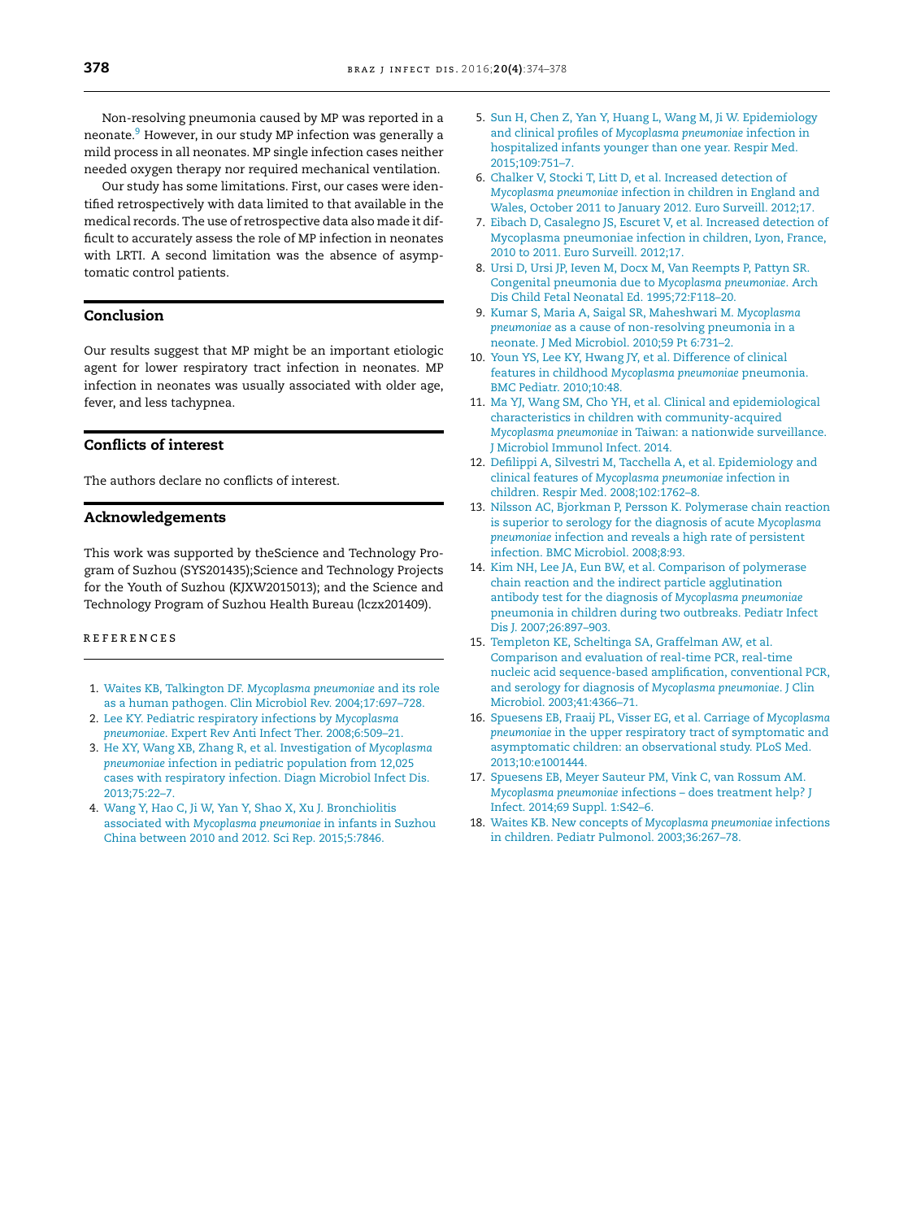Non-resolving pneumonia caused by MP was reported in a neonate.[9] However, in our study MP infection was generally a mild process in all neonates. MP single infection cases neither needed oxygen therapy nor required mechanical ventilation.

Our study has some limitations. First, our cases were identified retrospectively with data limited to that available in the medical records. The use of retrospective data also made it difficult to accurately assess the role of MP infection in neonates with LRTI. A second limitation was the absence of asymptomatic control patients.

## Conclusion

Our results suggest that MP might be an important etiologic agent for lower respiratory tract infection in neonates. MP infection in neonates was usually associated with older age, fever, and less tachypnea.

## Conflicts of interest

The authors declare no conflicts of interest.

## Acknowledgements

This work was supported by theScience and Technology Program of Suzhou (SYS201435);Science and Technology Projects for the Youth of Suzhou (KJXW2015013); and the Science and Technology Program of Suzhou Health Bureau (lczx201409).

## REFERENCES

1. Waites KB, Talkington DF. *Mycoplasma pneumoniae* and its role as a human pathogen. Clin Microbiol Rev. 2004;17:697–728.
2. Lee KY. Pediatric respiratory infections by *Mycoplasma pneumoniae*. Expert Rev Anti Infect Ther. 2008;6:509–21.
3. He XY, Wang XB, Zhang R, et al. Investigation of *Mycoplasma pneumoniae* infection in pediatric population from 12,025 cases with respiratory infection. Diagn Microbiol Infect Dis. 2013;75:22–7.
4. Wang Y, Hao C, Ji W, Yan Y, Shao X, Xu J. Bronchiolitis associated with *Mycoplasma pneumoniae* in infants in Suzhou China between 2010 and 2012. Sci Rep. 2015;5:7846.
5. Sun H, Chen Z, Yan Y, Huang L, Wang M, Ji W. Epidemiology and clinical profiles of *Mycoplasma pneumoniae* infection in hospitalized infants younger than one year. Respir Med. 2015;109:751–7.
6. Chalker V, Stocki T, Litt D, et al. Increased detection of *Mycoplasma pneumoniae* infection in children in England and Wales, October 2011 to January 2012. Euro Surveill. 2012;17.
7. Eibach D, Casalegno JS, Escuret V, et al. Increased detection of Mycoplasma pneumoniae infection in children, Lyon, France, 2010 to 2011. Euro Surveill. 2012;17.
8. Ursi D, Ursi JP, Ieven M, Docx M, Van Reempts P, Pattyn SR. Congenital pneumonia due to *Mycoplasma pneumoniae*. Arch Dis Child Fetal Neonatal Ed. 1995;72:F118–20.
9. Kumar S, Maria A, Saigal SR, Maheshwari M. *Mycoplasma pneumoniae* as a cause of non-resolving pneumonia in a neonate. J Med Microbiol. 2010;59 Pt 6:731–2.
10. Youn YS, Lee KY, Hwang JY, et al. Difference of clinical features in childhood *Mycoplasma pneumoniae* pneumonia. BMC Pediatr. 2010;10:48.
11. Ma YJ, Wang SM, Cho YH, et al. Clinical and epidemiological characteristics in children with community-acquired *Mycoplasma pneumoniae* in Taiwan: a nationwide surveillance. J Microbiol Immunol Infect. 2014.
12. Defilippi A, Silvestri M, Tacchella A, et al. Epidemiology and clinical features of *Mycoplasma pneumoniae* infection in children. Respir Med. 2008;102:1762–8.
13. Nilsson AC, Bjorkman P, Persson K. Polymerase chain reaction is superior to serology for the diagnosis of acute *Mycoplasma pneumoniae* infection and reveals a high rate of persistent infection. BMC Microbiol. 2008;8:93.
14. Kim NH, Lee JA, Eun BW, et al. Comparison of polymerase chain reaction and the indirect particle agglutination antibody test for the diagnosis of *Mycoplasma pneumoniae* pneumonia in children during two outbreaks. Pediatr Infect Dis J. 2007;26:897–903.
15. Templeton KE, Scheltinga SA, Graffelman AW, et al. Comparison and evaluation of real-time PCR, real-time nucleic acid sequence-based amplification, conventional PCR, and serology for diagnosis of *Mycoplasma pneumoniae*. J Clin Microbiol. 2003;41:4366–71.
16. Spuesens EB, Fraaij PL, Visser EG, et al. Carriage of *Mycoplasma pneumoniae* in the upper respiratory tract of symptomatic and asymptomatic children: an observational study. PLoS Med. 2013;10:e1001444.
17. Spuesens EB, Meyer Sauteur PM, Vink C, van Rossum AM. *Mycoplasma pneumoniae* infections – does treatment help? J Infect. 2014;69 Suppl. 1:S42–6.
18. Waites KB. New concepts of *Mycoplasma pneumoniae* infections in children. Pediatr Pulmonol. 2003;36:267–78.